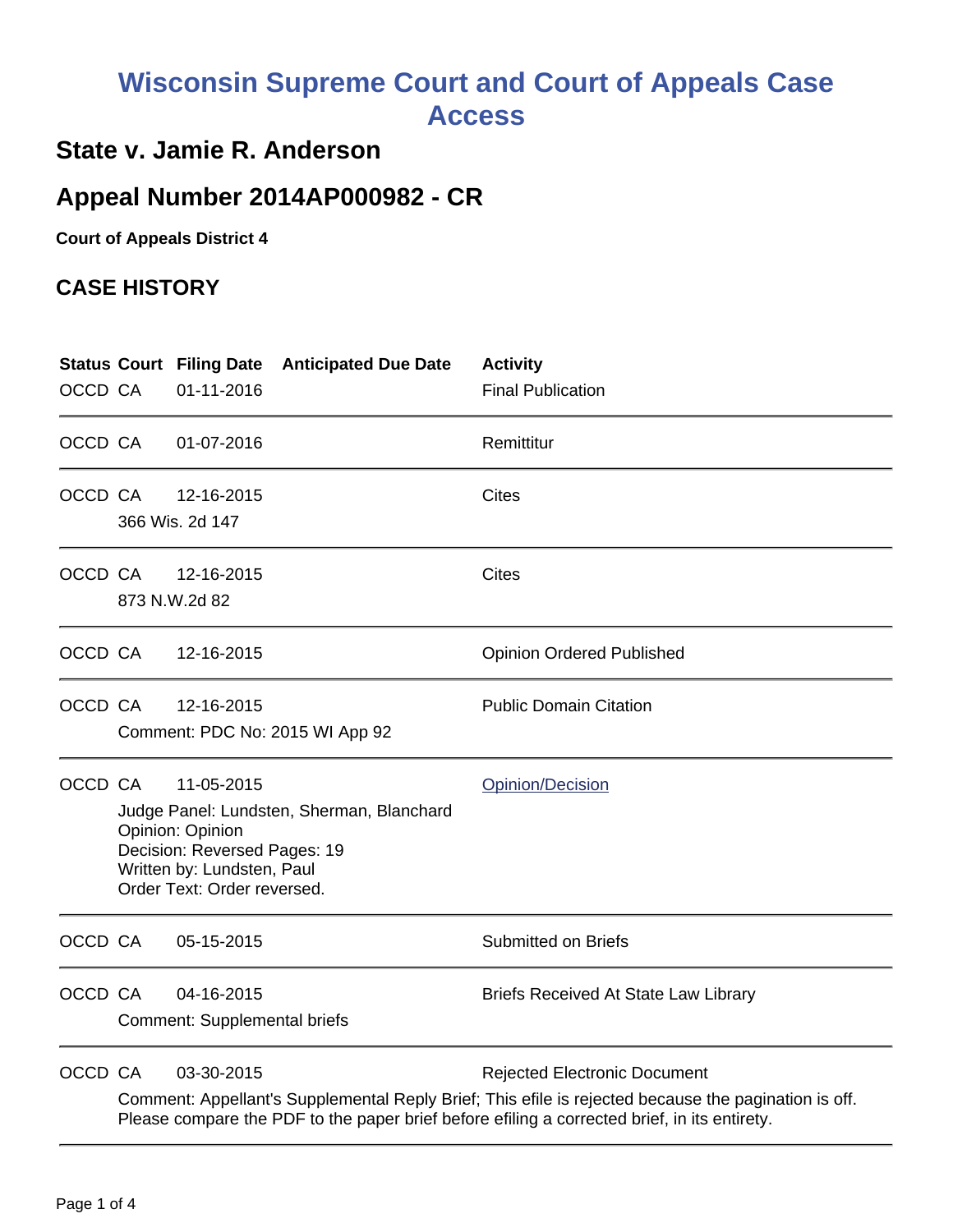# Wisconsin Supreme Court and Court of Appeals Case Access

## State v. Jamie R. Anderson

## Appeal Number 2014AP000982 - CR

**Court of Appeals District 4**

### CASE HISTORY

| Status | Court | Filing Date | Anticipated Due Date | Activity |
|---|---|---|---|---|
| OCCD | CA | 01-11-2016 | | Final Publication |
| OCCD | CA | 01-07-2016 | | Remittitur |
| OCCD | CA | 12-16-2015<br>366 Wis. 2d 147 | | Cites |
| OCCD | CA | 12-16-2015<br>873 N.W.2d 82 | | Cites |
| OCCD | CA | 12-16-2015 | | Opinion Ordered Published |
| OCCD | CA | 12-16-2015<br>Comment: PDC No: 2015 WI App 92 | | Public Domain Citation |
| OCCD | CA | 11-05-2015<br>Judge Panel: Lundsten, Sherman, Blanchard<br>Opinion: Opinion<br>Decision: Reversed Pages: 19<br>Written by: Lundsten, Paul<br>Order Text: Order reversed. | | Opinion/Decision |
| OCCD | CA | 05-15-2015 | | Submitted on Briefs |
| OCCD | CA | 04-16-2015<br>Comment: Supplemental briefs | | Briefs Received At State Law Library |
| OCCD | CA | 03-30-2015<br>Comment: Appellant's Supplemental Reply Brief; This efile is rejected because the pagination is off. Please compare the PDF to the paper brief before efiling a corrected brief, in its entirety. | | Rejected Electronic Document |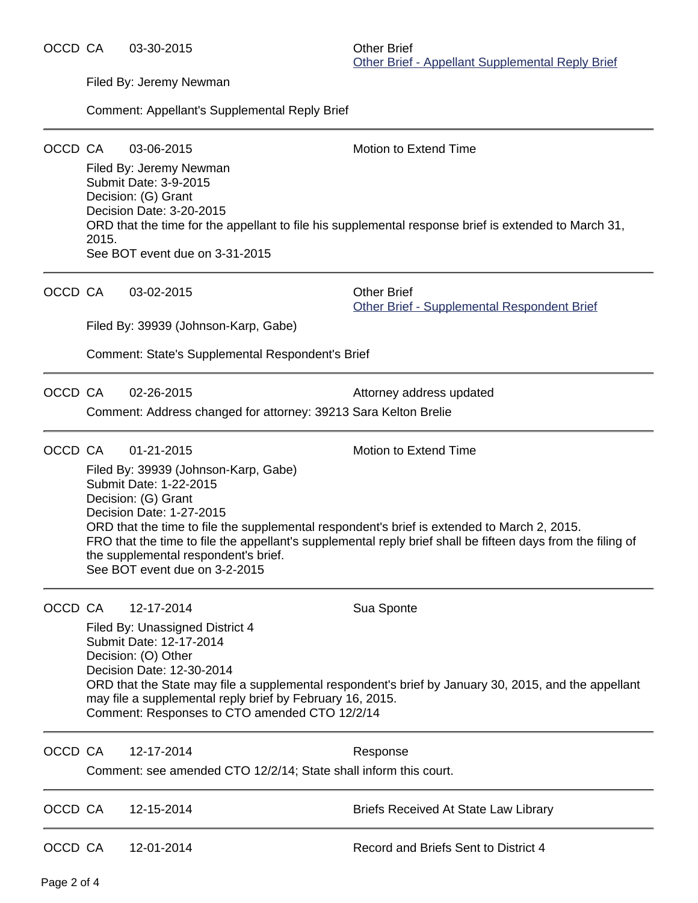OCCD CA 03-30-2015 Other Brief
Other Brief - Appellant Supplemental Reply Brief

Filed By: Jeremy Newman

Comment: Appellant's Supplemental Reply Brief

---

OCCD CA 03-06-2015 Motion to Extend Time

Filed By: Jeremy Newman
Submit Date: 3-9-2015
Decision: (G) Grant
Decision Date: 3-20-2015
ORD that the time for the appellant to file his supplemental response brief is extended to March 31, 2015.
See BOT event due on 3-31-2015

---

OCCD CA 03-02-2015 Other Brief
Other Brief - Supplemental Respondent Brief

Filed By: 39939 (Johnson-Karp, Gabe)

Comment: State's Supplemental Respondent's Brief

---

OCCD CA 02-26-2015 Attorney address updated

Comment: Address changed for attorney: 39213 Sara Kelton Brelie

---

OCCD CA 01-21-2015 Motion to Extend Time

Filed By: 39939 (Johnson-Karp, Gabe)
Submit Date: 1-22-2015
Decision: (G) Grant
Decision Date: 1-27-2015
ORD that the time to file the supplemental respondent's brief is extended to March 2, 2015.
FRO that the time to file the appellant's supplemental reply brief shall be fifteen days from the filing of the supplemental respondent's brief.
See BOT event due on 3-2-2015

---

OCCD CA 12-17-2014 Sua Sponte

Filed By: Unassigned District 4
Submit Date: 12-17-2014
Decision: (O) Other
Decision Date: 12-30-2014
ORD that the State may file a supplemental respondent's brief by January 30, 2015, and the appellant may file a supplemental reply brief by February 16, 2015.
Comment: Responses to CTO amended CTO 12/2/14

---

OCCD CA 12-17-2014 Response

Comment: see amended CTO 12/2/14; State shall inform this court.

---

OCCD CA 12-15-2014 Briefs Received At State Law Library

---

OCCD CA 12-01-2014 Record and Briefs Sent to District 4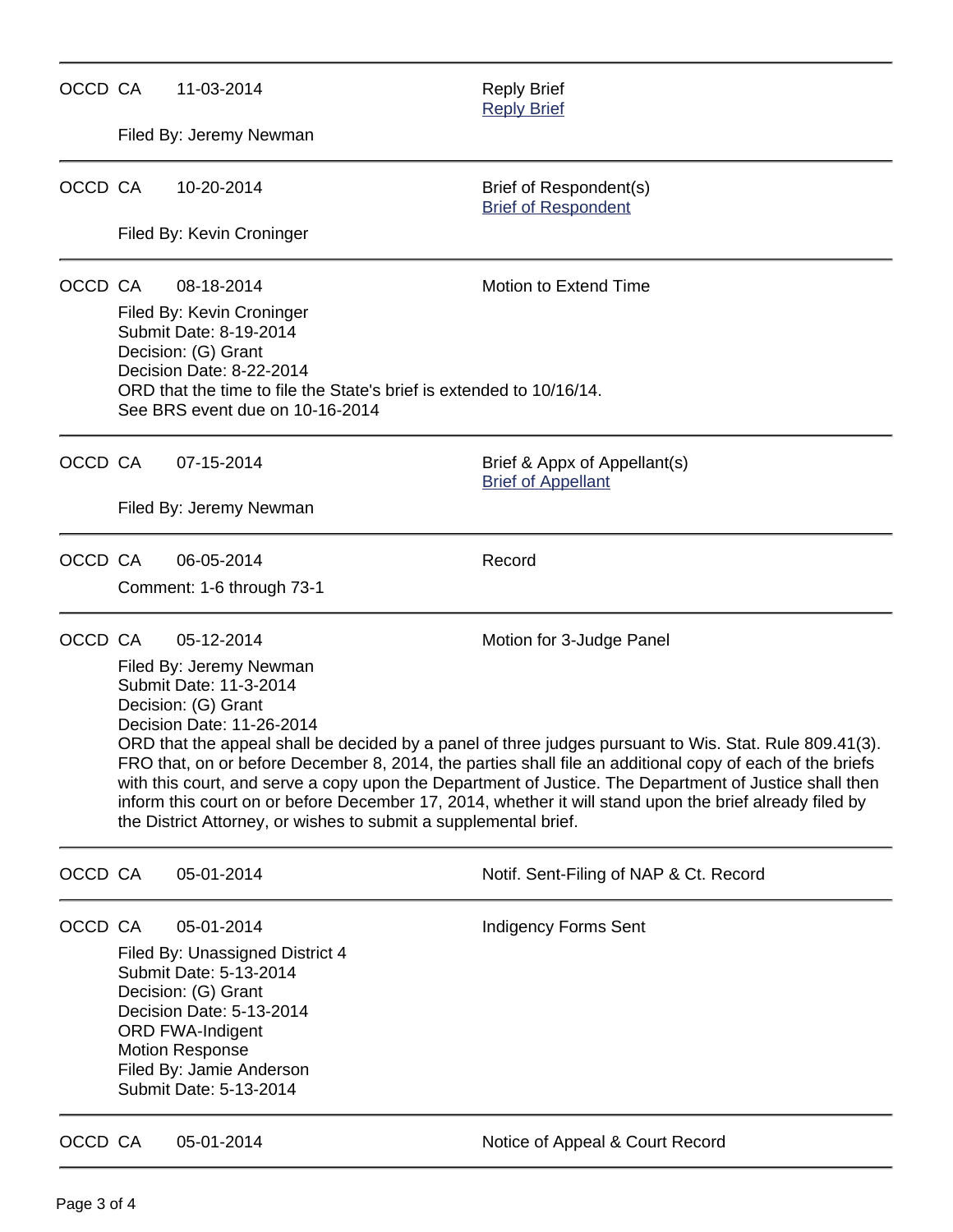OCCD CA 11-03-2014 Reply Brief
Reply Brief

Filed By: Jeremy Newman

---

OCCD CA 10-20-2014 Brief of Respondent(s)
Brief of Respondent

Filed By: Kevin Croninger

---

OCCD CA 08-18-2014 Motion to Extend Time

Filed By: Kevin Croninger
Submit Date: 8-19-2014
Decision: (G) Grant
Decision Date: 8-22-2014
ORD that the time to file the State's brief is extended to 10/16/14.
See BRS event due on 10-16-2014

---

OCCD CA 07-15-2014 Brief & Appx of Appellant(s)
Brief of Appellant

Filed By: Jeremy Newman

---

OCCD CA 06-05-2014 Record

Comment: 1-6 through 73-1

---

OCCD CA 05-12-2014 Motion for 3-Judge Panel

Filed By: Jeremy Newman
Submit Date: 11-3-2014
Decision: (G) Grant
Decision Date: 11-26-2014
ORD that the appeal shall be decided by a panel of three judges pursuant to Wis. Stat. Rule 809.41(3). FRO that, on or before December 8, 2014, the parties shall file an additional copy of each of the briefs with this court, and serve a copy upon the Department of Justice. The Department of Justice shall then inform this court on or before December 17, 2014, whether it will stand upon the brief already filed by the District Attorney, or wishes to submit a supplemental brief.

---

OCCD CA 05-01-2014 Notif. Sent-Filing of NAP & Ct. Record

---

OCCD CA 05-01-2014 Indigency Forms Sent

Filed By: Unassigned District 4
Submit Date: 5-13-2014
Decision: (G) Grant
Decision Date: 5-13-2014
ORD FWA-Indigent
Motion Response
Filed By: Jamie Anderson
Submit Date: 5-13-2014

---

OCCD CA 05-01-2014 Notice of Appeal & Court Record

---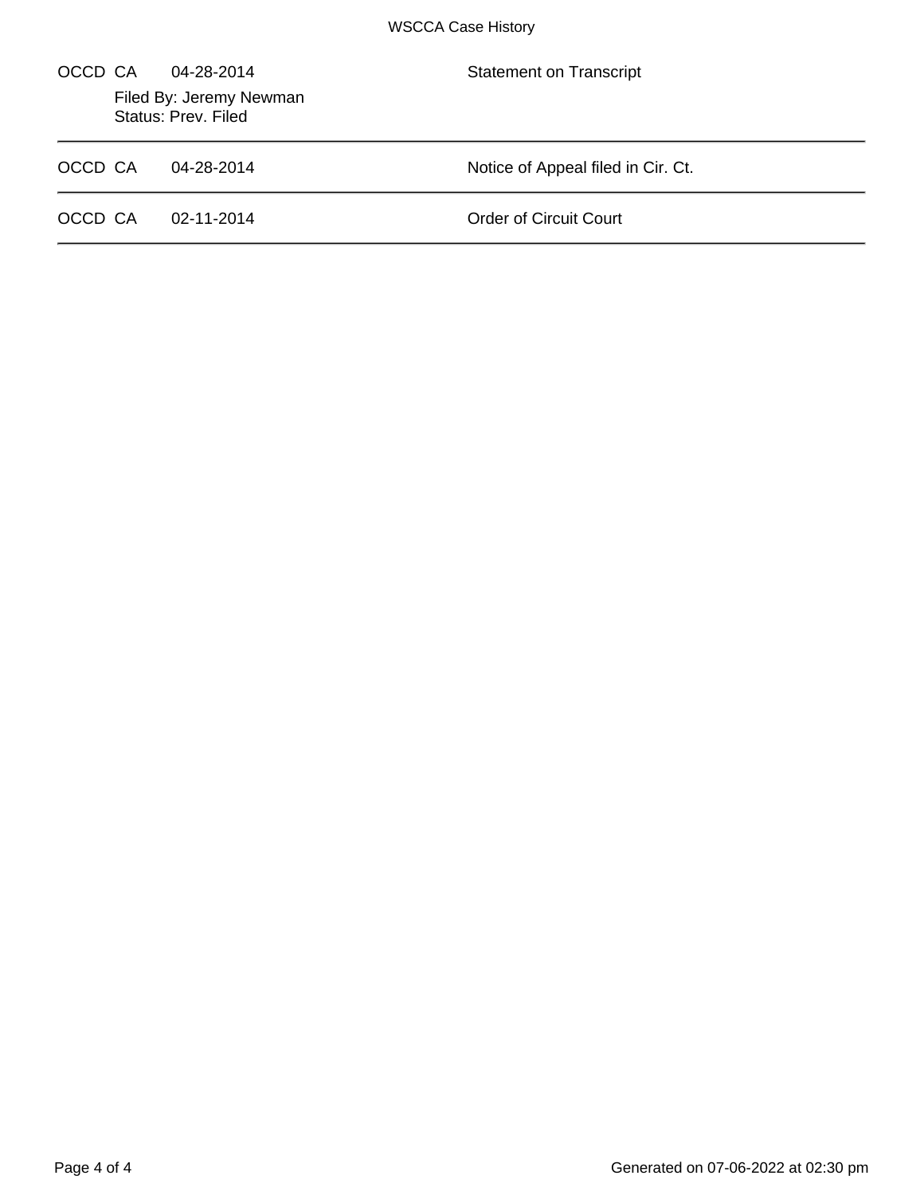| | | | |
|---|---|---|---|
| OCCD | CA | 04-28-2014<br>Filed By: Jeremy Newman<br>Status: Prev. Filed | Statement on Transcript |
| OCCD | CA | 04-28-2014 | Notice of Appeal filed in Cir. Ct. |
| OCCD | CA | 02-11-2014 | Order of Circuit Court |